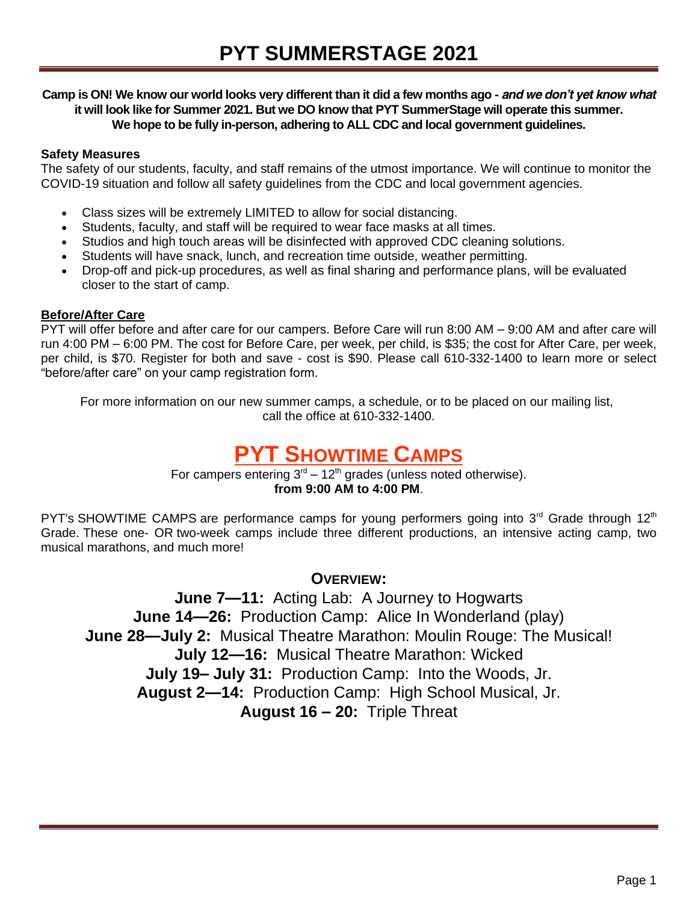# PYT SUMMERSTAGE 2021

**Camp is ON! We know our world looks very different than it did a few months ago - *and we don't yet know what* it will look like for Summer 2021. But we DO know that PYT SummerStage will operate this summer. We hope to be fully in-person, adhering to ALL CDC and local government guidelines.**

**Safety Measures**

The safety of our students, faculty, and staff remains of the utmost importance. We will continue to monitor the COVID-19 situation and follow all safety guidelines from the CDC and local government agencies.

- Class sizes will be extremely LIMITED to allow for social distancing.
- Students, faculty, and staff will be required to wear face masks at all times.
- Studios and high touch areas will be disinfected with approved CDC cleaning solutions.
- Students will have snack, lunch, and recreation time outside, weather permitting.
- Drop-off and pick-up procedures, as well as final sharing and performance plans, will be evaluated closer to the start of camp.

**Before/After Care**

PYT will offer before and after care for our campers. Before Care will run 8:00 AM – 9:00 AM and after care will run 4:00 PM – 6:00 PM. The cost for Before Care, per week, per child, is $35; the cost for After Care, per week, per child, is $70. Register for both and save - cost is $90. Please call 610-332-1400 to learn more or select "before/after care" on your camp registration form.

For more information on our new summer camps, a schedule, or to be placed on our mailing list, call the office at 610-332-1400.

## PYT SHOWTIME CAMPS

For campers entering 3rd – 12th grades (unless noted otherwise).
**from 9:00 AM to 4:00 PM**.

PYT's SHOWTIME CAMPS are performance camps for young performers going into 3rd Grade through 12th Grade. These one- OR two-week camps include three different productions, an intensive acting camp, two musical marathons, and much more!

### OVERVIEW:

**June 7—11:** Acting Lab: A Journey to Hogwarts
**June 14—26:** Production Camp: Alice In Wonderland (play)
**June 28—July 2:** Musical Theatre Marathon: Moulin Rouge: The Musical!
**July 12—16:** Musical Theatre Marathon: Wicked
**July 19– July 31:** Production Camp: Into the Woods, Jr.
**August 2—14:** Production Camp: High School Musical, Jr.
**August 16 – 20:** Triple Threat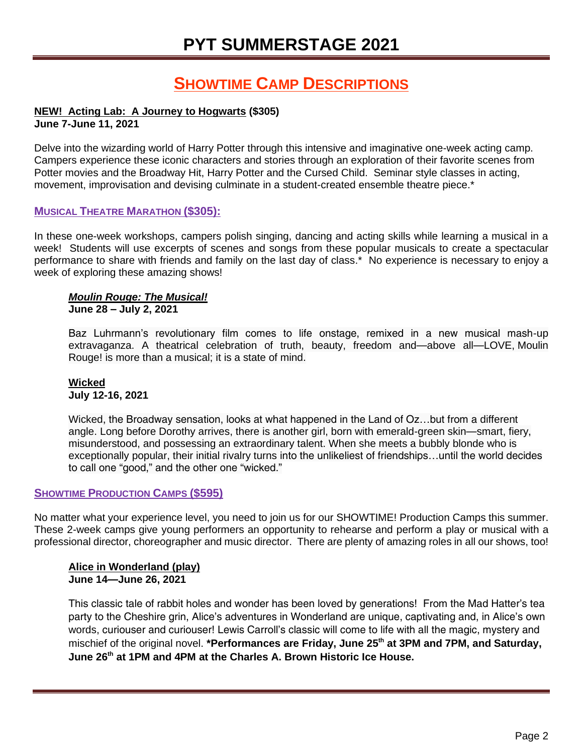# PYT SUMMERSTAGE 2021

## SHOWTIME CAMP DESCRIPTIONS

**NEW! Acting Lab: A Journey to Hogwarts ($305)**
**June 7-June 11, 2021**

Delve into the wizarding world of Harry Potter through this intensive and imaginative one-week acting camp. Campers experience these iconic characters and stories through an exploration of their favorite scenes from Potter movies and the Broadway Hit, Harry Potter and the Cursed Child. Seminar style classes in acting, movement, improvisation and devising culminate in a student-created ensemble theatre piece.*

### MUSICAL THEATRE MARATHON ($305):

In these one-week workshops, campers polish singing, dancing and acting skills while learning a musical in a week! Students will use excerpts of scenes and songs from these popular musicals to create a spectacular performance to share with friends and family on the last day of class.* No experience is necessary to enjoy a week of exploring these amazing shows!

***Moulin Rouge: The Musical!***
**June 28 – July 2, 2021**

Baz Luhrmann's revolutionary film comes to life onstage, remixed in a new musical mash-up extravaganza. A theatrical celebration of truth, beauty, freedom and—above all—LOVE, Moulin Rouge! is more than a musical; it is a state of mind.

**Wicked**
**July 12-16, 2021**

Wicked, the Broadway sensation, looks at what happened in the Land of Oz…but from a different angle. Long before Dorothy arrives, there is another girl, born with emerald-green skin—smart, fiery, misunderstood, and possessing an extraordinary talent. When she meets a bubbly blonde who is exceptionally popular, their initial rivalry turns into the unlikeliest of friendships…until the world decides to call one "good," and the other one "wicked."

### SHOWTIME PRODUCTION CAMPS ($595)

No matter what your experience level, you need to join us for our SHOWTIME! Production Camps this summer. These 2-week camps give young performers an opportunity to rehearse and perform a play or musical with a professional director, choreographer and music director. There are plenty of amazing roles in all our shows, too!

**Alice in Wonderland (play)**
**June 14—June 26, 2021**

This classic tale of rabbit holes and wonder has been loved by generations! From the Mad Hatter's tea party to the Cheshire grin, Alice's adventures in Wonderland are unique, captivating and, in Alice's own words, curiouser and curiouser! Lewis Carroll's classic will come to life with all the magic, mystery and mischief of the original novel. ***Performances are Friday, June 25th at 3PM and 7PM, and Saturday, June 26th at 1PM and 4PM at the Charles A. Brown Historic Ice House.**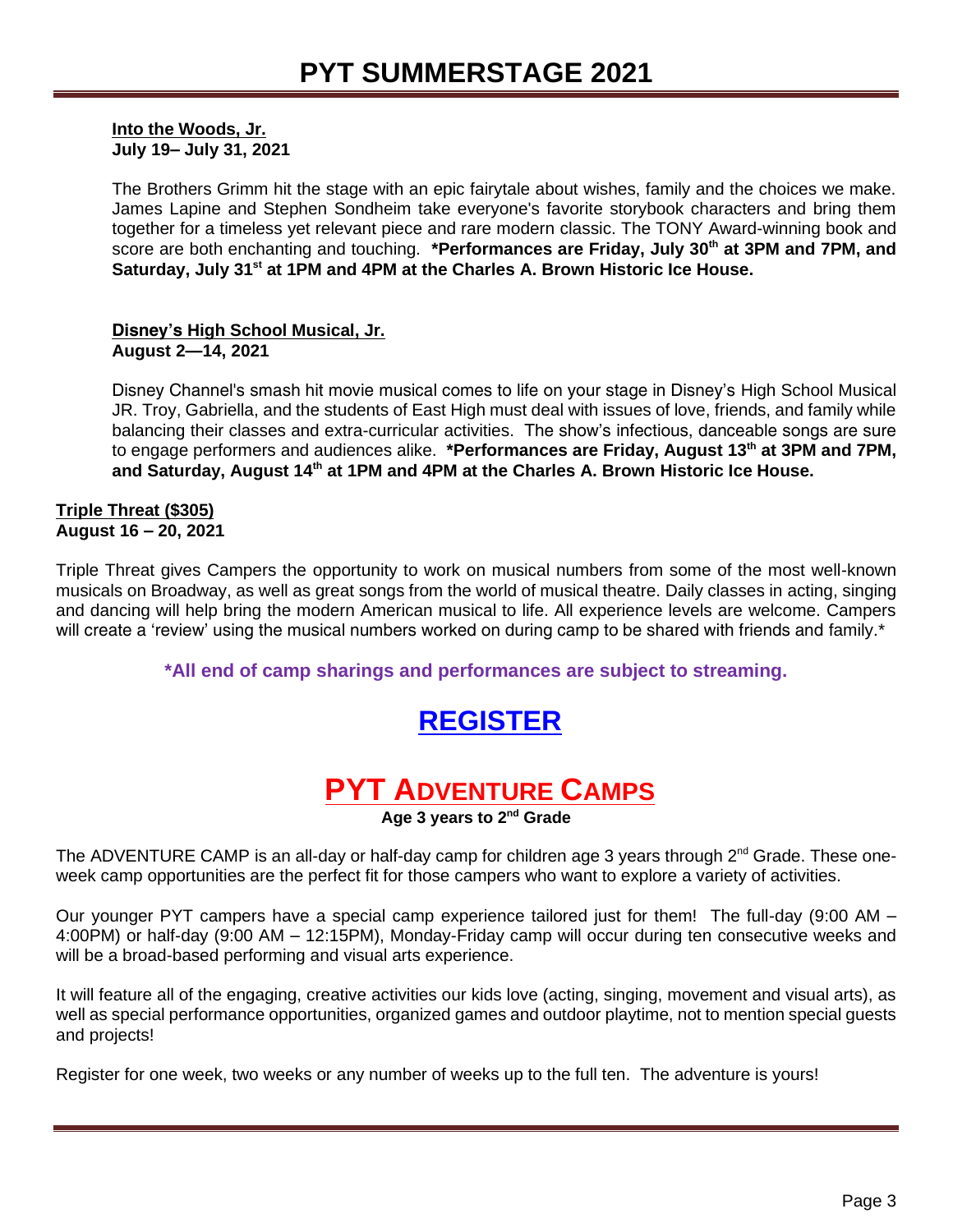# PYT SUMMERSTAGE 2021

**Into the Woods, Jr.**
**July 19– July 31, 2021**

The Brothers Grimm hit the stage with an epic fairytale about wishes, family and the choices we make. James Lapine and Stephen Sondheim take everyone's favorite storybook characters and bring them together for a timeless yet relevant piece and rare modern classic. The TONY Award-winning book and score are both enchanting and touching. **\*Performances are Friday, July 30th at 3PM and 7PM, and Saturday, July 31st at 1PM and 4PM at the Charles A. Brown Historic Ice House.**

**Disney's High School Musical, Jr.**
**August 2—14, 2021**

Disney Channel's smash hit movie musical comes to life on your stage in Disney's High School Musical JR. Troy, Gabriella, and the students of East High must deal with issues of love, friends, and family while balancing their classes and extra-curricular activities. The show's infectious, danceable songs are sure to engage performers and audiences alike. **\*Performances are Friday, August 13th at 3PM and 7PM, and Saturday, August 14th at 1PM and 4PM at the Charles A. Brown Historic Ice House.**

**Triple Threat ($305)**
**August 16 – 20, 2021**

Triple Threat gives Campers the opportunity to work on musical numbers from some of the most well-known musicals on Broadway, as well as great songs from the world of musical theatre. Daily classes in acting, singing and dancing will help bring the modern American musical to life. All experience levels are welcome. Campers will create a 'review' using the musical numbers worked on during camp to be shared with friends and family.*

**\*All end of camp sharings and performances are subject to streaming.**

## REGISTER

## PYT ADVENTURE CAMPS

**Age 3 years to 2nd Grade**

The ADVENTURE CAMP is an all-day or half-day camp for children age 3 years through 2nd Grade. These one-week camp opportunities are the perfect fit for those campers who want to explore a variety of activities.

Our younger PYT campers have a special camp experience tailored just for them! The full-day (9:00 AM – 4:00PM) or half-day (9:00 AM – 12:15PM), Monday-Friday camp will occur during ten consecutive weeks and will be a broad-based performing and visual arts experience.

It will feature all of the engaging, creative activities our kids love (acting, singing, movement and visual arts), as well as special performance opportunities, organized games and outdoor playtime, not to mention special guests and projects!

Register for one week, two weeks or any number of weeks up to the full ten. The adventure is yours!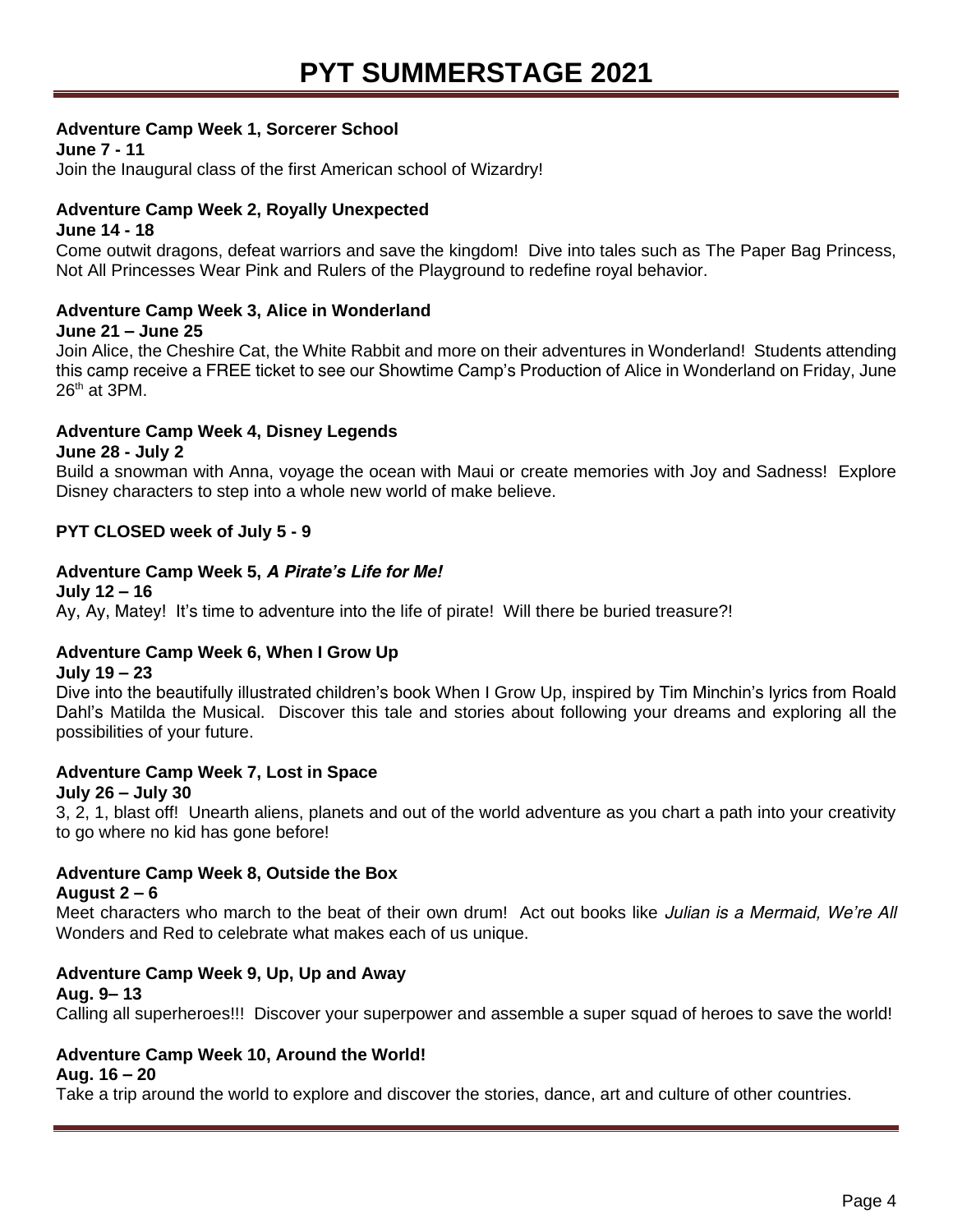# PYT SUMMERSTAGE 2021

**Adventure Camp Week 1, Sorcerer School**
**June 7 - 11**
Join the Inaugural class of the first American school of Wizardry!

**Adventure Camp Week 2, Royally Unexpected**
**June 14 - 18**
Come outwit dragons, defeat warriors and save the kingdom! Dive into tales such as The Paper Bag Princess, Not All Princesses Wear Pink and Rulers of the Playground to redefine royal behavior.

**Adventure Camp Week 3, Alice in Wonderland**
**June 21 – June 25**
Join Alice, the Cheshire Cat, the White Rabbit and more on their adventures in Wonderland! Students attending this camp receive a FREE ticket to see our Showtime Camp's Production of Alice in Wonderland on Friday, June 26th at 3PM.

**Adventure Camp Week 4, Disney Legends**
**June 28 - July 2**
Build a snowman with Anna, voyage the ocean with Maui or create memories with Joy and Sadness! Explore Disney characters to step into a whole new world of make believe.

**PYT CLOSED week of July 5 - 9**

**Adventure Camp Week 5, *A Pirate's Life for Me!***
**July 12 – 16**
Ay, Ay, Matey! It's time to adventure into the life of pirate! Will there be buried treasure?!

**Adventure Camp Week 6, When I Grow Up**
**July 19 – 23**
Dive into the beautifully illustrated children's book When I Grow Up, inspired by Tim Minchin's lyrics from Roald Dahl's Matilda the Musical. Discover this tale and stories about following your dreams and exploring all the possibilities of your future.

**Adventure Camp Week 7, Lost in Space**
**July 26 – July 30**
3, 2, 1, blast off! Unearth aliens, planets and out of the world adventure as you chart a path into your creativity to go where no kid has gone before!

**Adventure Camp Week 8, Outside the Box**
**August 2 – 6**
Meet characters who march to the beat of their own drum! Act out books like *Julian is a Mermaid, We're All* Wonders and Red to celebrate what makes each of us unique.

**Adventure Camp Week 9, Up, Up and Away**
**Aug. 9– 13**
Calling all superheroes!!! Discover your superpower and assemble a super squad of heroes to save the world!

**Adventure Camp Week 10, Around the World!**
**Aug. 16 – 20**
Take a trip around the world to explore and discover the stories, dance, art and culture of other countries.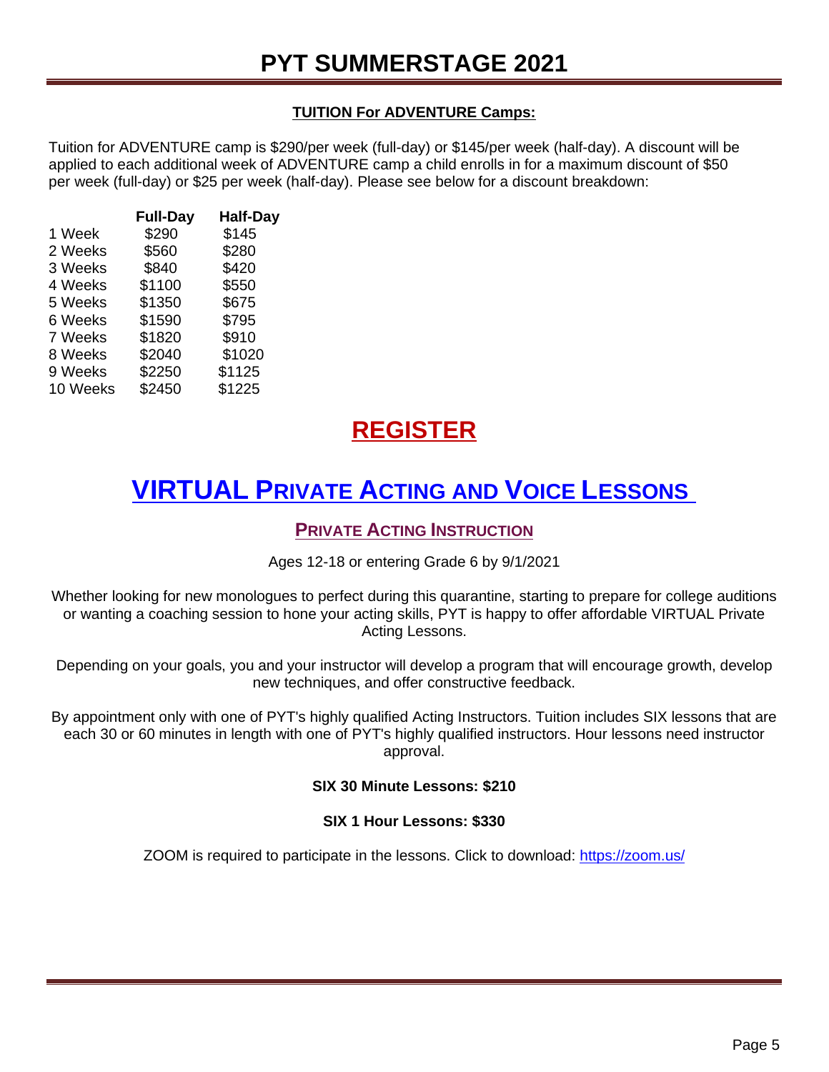# PYT SUMMERSTAGE 2021

**TUITION For ADVENTURE Camps:**

Tuition for ADVENTURE camp is $290/per week (full-day) or $145/per week (half-day). A discount will be applied to each additional week of ADVENTURE camp a child enrolls in for a maximum discount of $50 per week (full-day) or $25 per week (half-day). Please see below for a discount breakdown:

| | Full-Day | Half-Day |
|---|---|---|
| 1 Week | $290 | $145 |
| 2 Weeks | $560 | $280 |
| 3 Weeks | $840 | $420 |
| 4 Weeks | $1100 | $550 |
| 5 Weeks | $1350 | $675 |
| 6 Weeks | $1590 | $795 |
| 7 Weeks | $1820 | $910 |
| 8 Weeks | $2040 | $1020 |
| 9 Weeks | $2250 | $1125 |
| 10 Weeks | $2450 | $1225 |

## REGISTER

# VIRTUAL Private Acting and Voice Lessons

### Private Acting Instruction

Ages 12-18 or entering Grade 6 by 9/1/2021

Whether looking for new monologues to perfect during this quarantine, starting to prepare for college auditions or wanting a coaching session to hone your acting skills, PYT is happy to offer affordable VIRTUAL Private Acting Lessons.

Depending on your goals, you and your instructor will develop a program that will encourage growth, develop new techniques, and offer constructive feedback.

By appointment only with one of PYT's highly qualified Acting Instructors. Tuition includes SIX lessons that are each 30 or 60 minutes in length with one of PYT's highly qualified instructors. Hour lessons need instructor approval.

**SIX 30 Minute Lessons: $210**

**SIX 1 Hour Lessons: $330**

ZOOM is required to participate in the lessons. Click to download: https://zoom.us/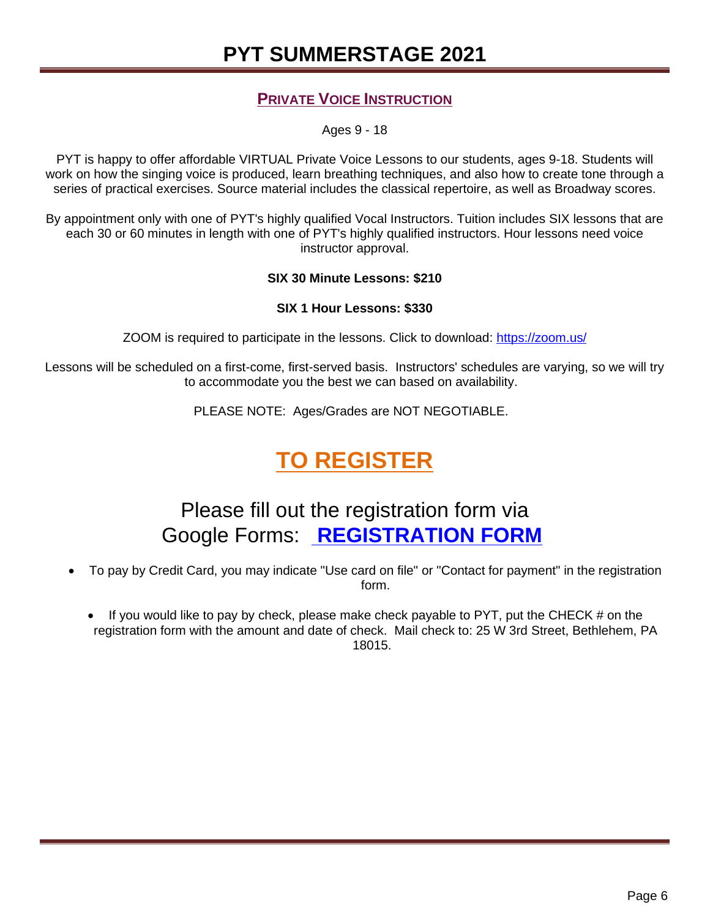# PYT SUMMERSTAGE 2021

## PRIVATE VOICE INSTRUCTION

Ages 9 - 18

PYT is happy to offer affordable VIRTUAL Private Voice Lessons to our students, ages 9-18. Students will work on how the singing voice is produced, learn breathing techniques, and also how to create tone through a series of practical exercises. Source material includes the classical repertoire, as well as Broadway scores.

By appointment only with one of PYT's highly qualified Vocal Instructors. Tuition includes SIX lessons that are each 30 or 60 minutes in length with one of PYT's highly qualified instructors. Hour lessons need voice instructor approval.

**SIX 30 Minute Lessons: $210**

**SIX 1 Hour Lessons: $330**

ZOOM is required to participate in the lessons. Click to download: https://zoom.us/

Lessons will be scheduled on a first-come, first-served basis. Instructors' schedules are varying, so we will try to accommodate you the best we can based on availability.

PLEASE NOTE: Ages/Grades are NOT NEGOTIABLE.

# TO REGISTER

## Please fill out the registration form via Google Forms: **REGISTRATION FORM**

- To pay by Credit Card, you may indicate "Use card on file" or "Contact for payment" in the registration form.
- If you would like to pay by check, please make check payable to PYT, put the CHECK # on the registration form with the amount and date of check. Mail check to: 25 W 3rd Street, Bethlehem, PA 18015.